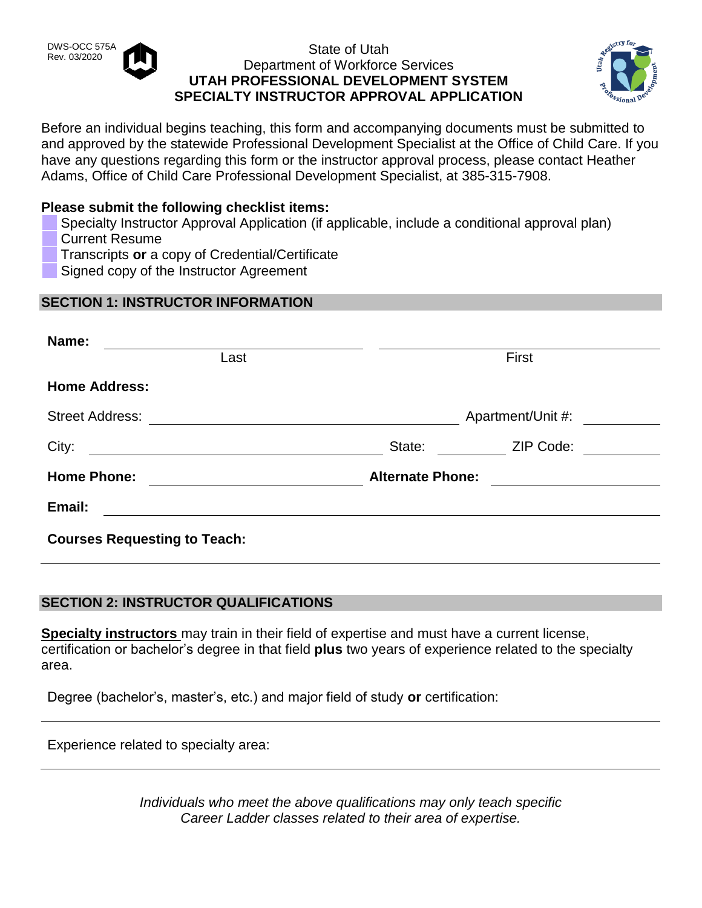DWS-OCC 575A
Rev. 03/2020

State of Utah
Department of Workforce Services

# UTAH PROFESSIONAL DEVELOPMENT SYSTEM
# SPECIALTY INSTRUCTOR APPROVAL APPLICATION

Before an individual begins teaching, this form and accompanying documents must be submitted to and approved by the statewide Professional Development Specialist at the Office of Child Care. If you have any questions regarding this form or the instructor approval process, please contact Heather Adams, Office of Child Care Professional Development Specialist, at 385-315-7908.

**Please submit the following checklist items:**

- ☐ Specialty Instructor Approval Application (if applicable, include a conditional approval plan)
- ☐ Current Resume
- ☐ Transcripts **or** a copy of Credential/Certificate
- ☐ Signed copy of the Instructor Agreement

## SECTION 1: INSTRUCTOR INFORMATION

**Name:** ______________________ ______________________
Last First

**Home Address:**

Street Address: ______________________ Apartment/Unit #: __________

City: ______________________ State: __________ ZIP Code: __________

**Home Phone:** ______________________ **Alternate Phone:** ______________________

**Email:** ______________________

**Courses Requesting to Teach:**

______________________

## SECTION 2: INSTRUCTOR QUALIFICATIONS

**Specialty instructors** may train in their field of expertise and must have a current license, certification or bachelor's degree in that field **plus** two years of experience related to the specialty area.

Degree (bachelor's, master's, etc.) and major field of study **or** certification:

______________________

Experience related to specialty area:

______________________

*Individuals who meet the above qualifications may only teach specific Career Ladder classes related to their area of expertise.*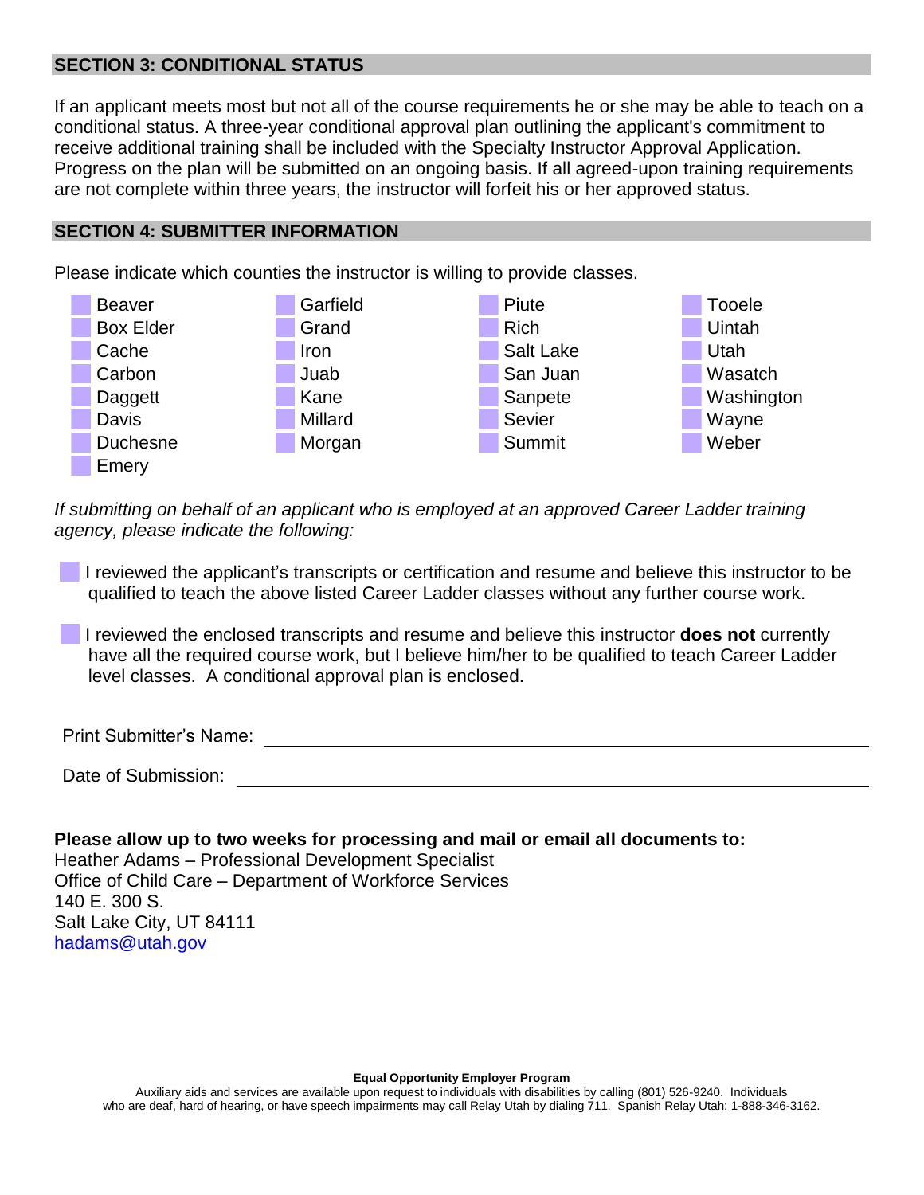## SECTION 3: CONDITIONAL STATUS

If an applicant meets most but not all of the course requirements he or she may be able to teach on a conditional status. A three-year conditional approval plan outlining the applicant's commitment to receive additional training shall be included with the Specialty Instructor Approval Application. Progress on the plan will be submitted on an ongoing basis. If all agreed-upon training requirements are not complete within three years, the instructor will forfeit his or her approved status.

## SECTION 4: SUBMITTER INFORMATION

Please indicate which counties the instructor is willing to provide classes.

- ☐ Beaver
- ☐ Box Elder
- ☐ Cache
- ☐ Carbon
- ☐ Daggett
- ☐ Davis
- ☐ Duchesne
- ☐ Emery
- ☐ Garfield
- ☐ Grand
- ☐ Iron
- ☐ Juab
- ☐ Kane
- ☐ Millard
- ☐ Morgan
- ☐ Piute
- ☐ Rich
- ☐ Salt Lake
- ☐ San Juan
- ☐ Sanpete
- ☐ Sevier
- ☐ Summit
- ☐ Tooele
- ☐ Uintah
- ☐ Utah
- ☐ Wasatch
- ☐ Washington
- ☐ Wayne
- ☐ Weber

*If submitting on behalf of an applicant who is employed at an approved Career Ladder training agency, please indicate the following:*

☐ I reviewed the applicant's transcripts or certification and resume and believe this instructor to be qualified to teach the above listed Career Ladder classes without any further course work.

☐ I reviewed the enclosed transcripts and resume and believe this instructor **does not** currently have all the required course work, but I believe him/her to be qualified to teach Career Ladder level classes. A conditional approval plan is enclosed.

Print Submitter's Name: ______________________________

Date of Submission: ______________________________

**Please allow up to two weeks for processing and mail or email all documents to:**
Heather Adams – Professional Development Specialist
Office of Child Care – Department of Workforce Services
140 E. 300 S.
Salt Lake City, UT 84111
hadams@utah.gov

**Equal Opportunity Employer Program**
Auxiliary aids and services are available upon request to individuals with disabilities by calling (801) 526-9240. Individuals who are deaf, hard of hearing, or have speech impairments may call Relay Utah by dialing 711. Spanish Relay Utah: 1-888-346-3162.